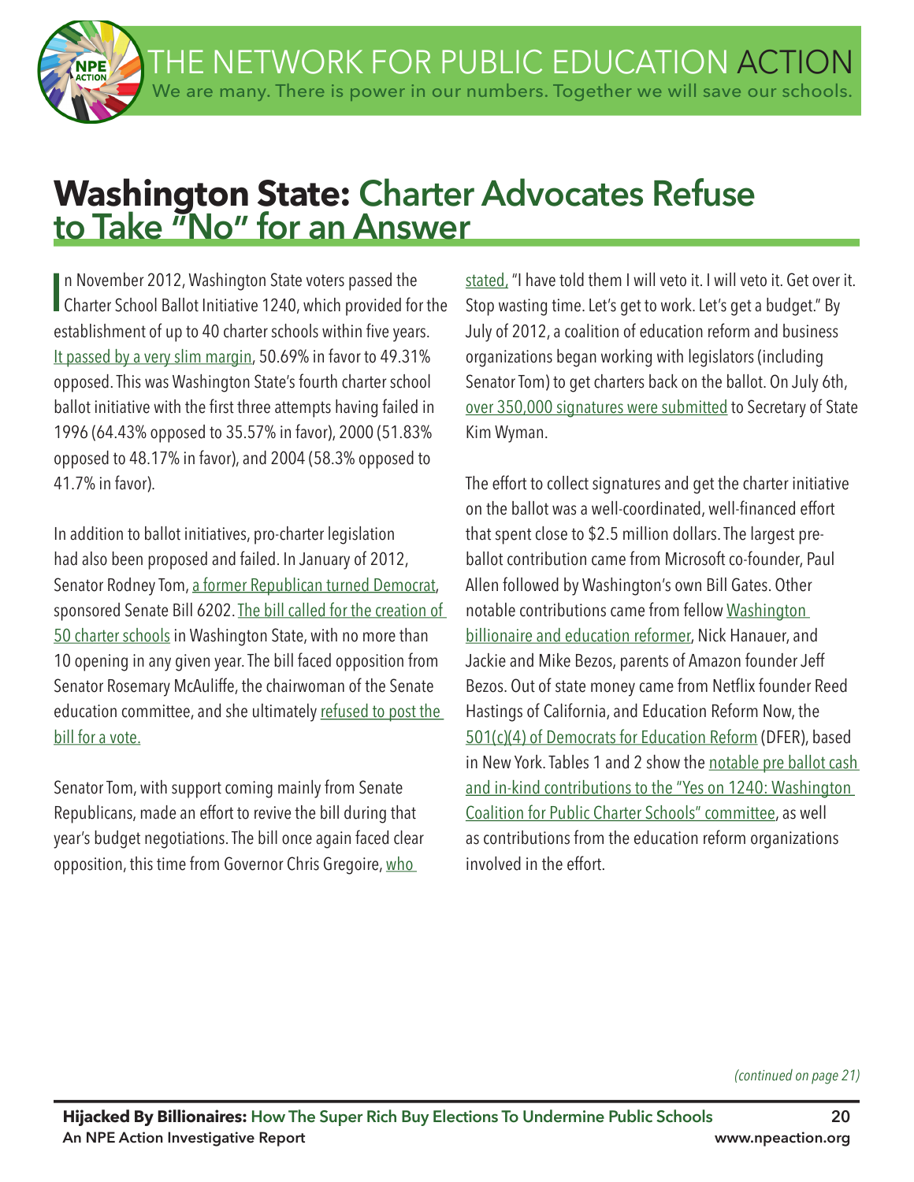# Washington State: Charter Advocates Refuse to Take "No" for an Answer

In November 2012, Washington State voters passed the Charter School Ballot Initiative 1240, which provided for the establishment of up to 40 charter schools within five years. It passed by a very slim margin, 50.69% in favor to 49.31% opposed. This was Washington State's fourth charter school ballot initiative with the first three attempts having failed in 1996 (64.43% opposed to 35.57% in favor), 2000 (51.83% opposed to 48.17% in favor), and 2004 (58.3% opposed to 41.7% in favor).

In addition to ballot initiatives, pro-charter legislation had also been proposed and failed. In January of 2012, Senator Rodney Tom, a former Republican turned Democrat, sponsored Senate Bill 6202. The bill called for the creation of 50 charter schools in Washington State, with no more than 10 opening in any given year. The bill faced opposition from Senator Rosemary McAuliffe, the chairwoman of the Senate education committee, and she ultimately refused to post the bill for a vote.

Senator Tom, with support coming mainly from Senate Republicans, made an effort to revive the bill during that year's budget negotiations. The bill once again faced clear opposition, this time from Governor Chris Gregoire, who stated, "I have told them I will veto it. I will veto it. Get over it. Stop wasting time. Let's get to work. Let's get a budget." By July of 2012, a coalition of education reform and business organizations began working with legislators (including Senator Tom) to get charters back on the ballot. On July 6th, over 350,000 signatures were submitted to Secretary of State Kim Wyman.

The effort to collect signatures and get the charter initiative on the ballot was a well-coordinated, well-financed effort that spent close to $2.5 million dollars. The largest pre-ballot contribution came from Microsoft co-founder, Paul Allen followed by Washington's own Bill Gates. Other notable contributions came from fellow Washington billionaire and education reformer, Nick Hanauer, and Jackie and Mike Bezos, parents of Amazon founder Jeff Bezos. Out of state money came from Netflix founder Reed Hastings of California, and Education Reform Now, the 501(c)(4) of Democrats for Education Reform (DFER), based in New York. Tables 1 and 2 show the notable pre ballot cash and in-kind contributions to the "Yes on 1240: Washington Coalition for Public Charter Schools" committee, as well as contributions from the education reform organizations involved in the effort.

*(continued on page 21)*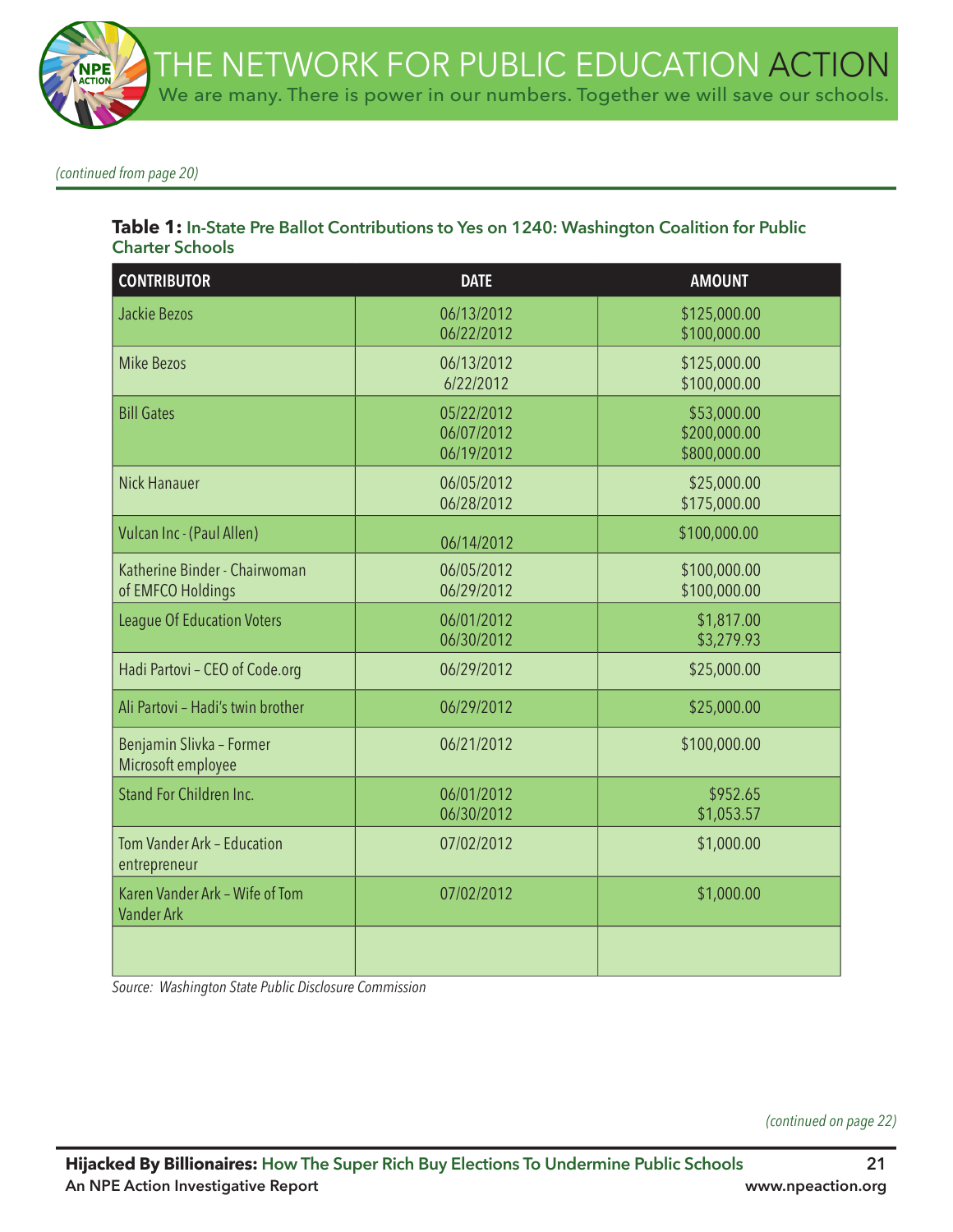*(continued from page 20)*

**Table 1:** In-State Pre Ballot Contributions to Yes on 1240: Washington Coalition for Public Charter Schools

| CONTRIBUTOR | DATE | AMOUNT |
|---|---|---|
| Jackie Bezos | 06/13/2012<br>06/22/2012 | $125,000.00<br>$100,000.00 |
| Mike Bezos | 06/13/2012<br>6/22/2012 | $125,000.00<br>$100,000.00 |
| Bill Gates | 05/22/2012<br>06/07/2012<br>06/19/2012 | $53,000.00<br>$200,000.00<br>$800,000.00 |
| Nick Hanauer | 06/05/2012<br>06/28/2012 | $25,000.00<br>$175,000.00 |
| Vulcan Inc - (Paul Allen) | 06/14/2012 | $100,000.00 |
| Katherine Binder - Chairwoman of EMFCO Holdings | 06/05/2012<br>06/29/2012 | $100,000.00<br>$100,000.00 |
| League Of Education Voters | 06/01/2012<br>06/30/2012 | $1,817.00<br>$3,279.93 |
| Hadi Partovi – CEO of Code.org | 06/29/2012 | $25,000.00 |
| Ali Partovi – Hadi's twin brother | 06/29/2012 | $25,000.00 |
| Benjamin Slivka – Former Microsoft employee | 06/21/2012 | $100,000.00 |
| Stand For Children Inc. | 06/01/2012<br>06/30/2012 | $952.65<br>$1,053.57 |
| Tom Vander Ark – Education entrepreneur | 07/02/2012 | $1,000.00 |
| Karen Vander Ark – Wife of Tom Vander Ark | 07/02/2012 | $1,000.00 |
| | | |

*Source: Washington State Public Disclosure Commission*

*(continued on page 22)*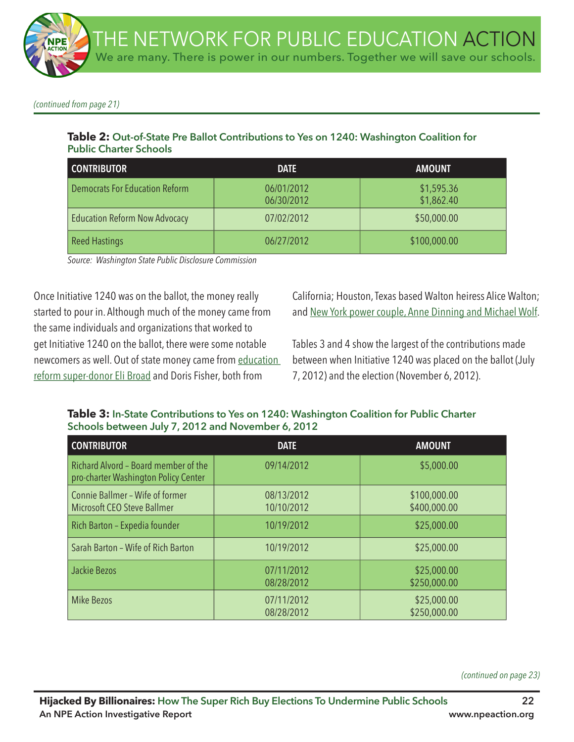*(continued from page 21)*

**Table 2:** **Out-of-State Pre Ballot Contributions to Yes on 1240: Washington Coalition for Public Charter Schools**

| CONTRIBUTOR | DATE | AMOUNT |
|---|---|---|
| Democrats For Education Reform | 06/01/2012<br>06/30/2012 | $1,595.36<br>$1,862.40 |
| Education Reform Now Advocacy | 07/02/2012 | $50,000.00 |
| Reed Hastings | 06/27/2012 | $100,000.00 |

*Source: Washington State Public Disclosure Commission*

Once Initiative 1240 was on the ballot, the money really started to pour in. Although much of the money came from the same individuals and organizations that worked to get Initiative 1240 on the ballot, there were some notable newcomers as well. Out of state money came from education reform super-donor Eli Broad and Doris Fisher, both from California; Houston, Texas based Walton heiress Alice Walton; and New York power couple, Anne Dinning and Michael Wolf.

Tables 3 and 4 show the largest of the contributions made between when Initiative 1240 was placed on the ballot (July 7, 2012) and the election (November 6, 2012).

**Table 3:** **In-State Contributions to Yes on 1240: Washington Coalition for Public Charter Schools between July 7, 2012 and November 6, 2012**

| CONTRIBUTOR | DATE | AMOUNT |
|---|---|---|
| Richard Alvord – Board member of the pro-charter Washington Policy Center | 09/14/2012 | $5,000.00 |
| Connie Ballmer – Wife of former Microsoft CEO Steve Ballmer | 08/13/2012<br>10/10/2012 | $100,000.00<br>$400,000.00 |
| Rich Barton – Expedia founder | 10/19/2012 | $25,000.00 |
| Sarah Barton – Wife of Rich Barton | 10/19/2012 | $25,000.00 |
| Jackie Bezos | 07/11/2012<br>08/28/2012 | $25,000.00<br>$250,000.00 |
| Mike Bezos | 07/11/2012<br>08/28/2012 | $25,000.00<br>$250,000.00 |

*(continued on page 23)*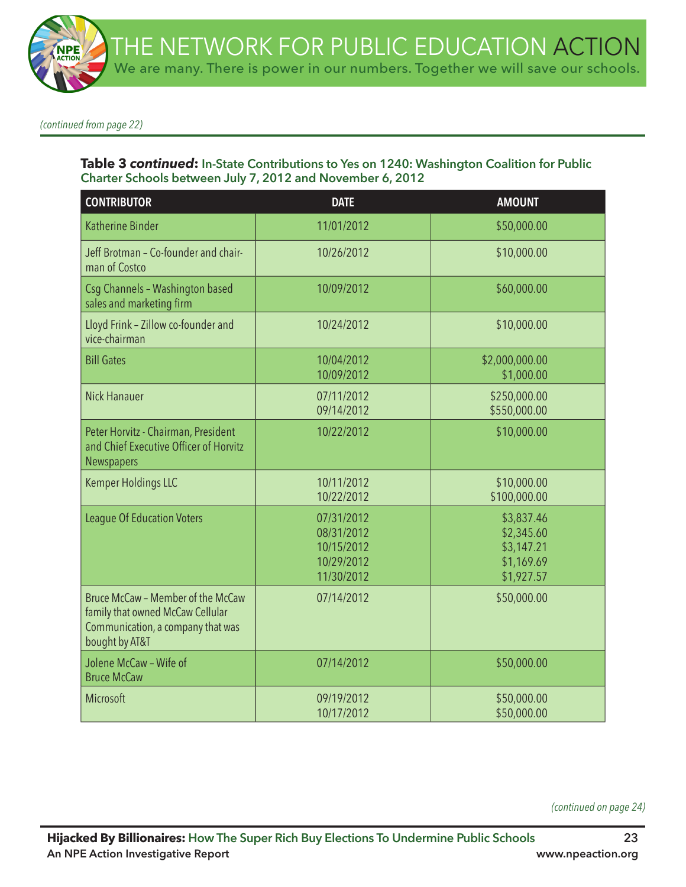*(continued from page 22)*

**Table 3 *continued*: In-State Contributions to Yes on 1240: Washington Coalition for Public Charter Schools between July 7, 2012 and November 6, 2012**

| CONTRIBUTOR | DATE | AMOUNT |
|---|---|---|
| Katherine Binder | 11/01/2012 | $50,000.00 |
| Jeff Brotman – Co-founder and chairman of Costco | 10/26/2012 | $10,000.00 |
| Csg Channels – Washington based sales and marketing firm | 10/09/2012 | $60,000.00 |
| Lloyd Frink – Zillow co-founder and vice-chairman | 10/24/2012 | $10,000.00 |
| Bill Gates | 10/04/2012<br>10/09/2012 | $2,000,000.00<br>$1,000.00 |
| Nick Hanauer | 07/11/2012<br>09/14/2012 | $250,000.00<br>$550,000.00 |
| Peter Horvitz - Chairman, President and Chief Executive Officer of Horvitz Newspapers | 10/22/2012 | $10,000.00 |
| Kemper Holdings LLC | 10/11/2012<br>10/22/2012 | $10,000.00<br>$100,000.00 |
| League Of Education Voters | 07/31/2012<br>08/31/2012<br>10/15/2012<br>10/29/2012<br>11/30/2012 | $3,837.46<br>$2,345.60<br>$3,147.21<br>$1,169.69<br>$1,927.57 |
| Bruce McCaw – Member of the McCaw family that owned McCaw Cellular Communication, a company that was bought by AT&T | 07/14/2012 | $50,000.00 |
| Jolene McCaw – Wife of Bruce McCaw | 07/14/2012 | $50,000.00 |
| Microsoft | 09/19/2012<br>10/17/2012 | $50,000.00<br>$50,000.00 |

*(continued on page 24)*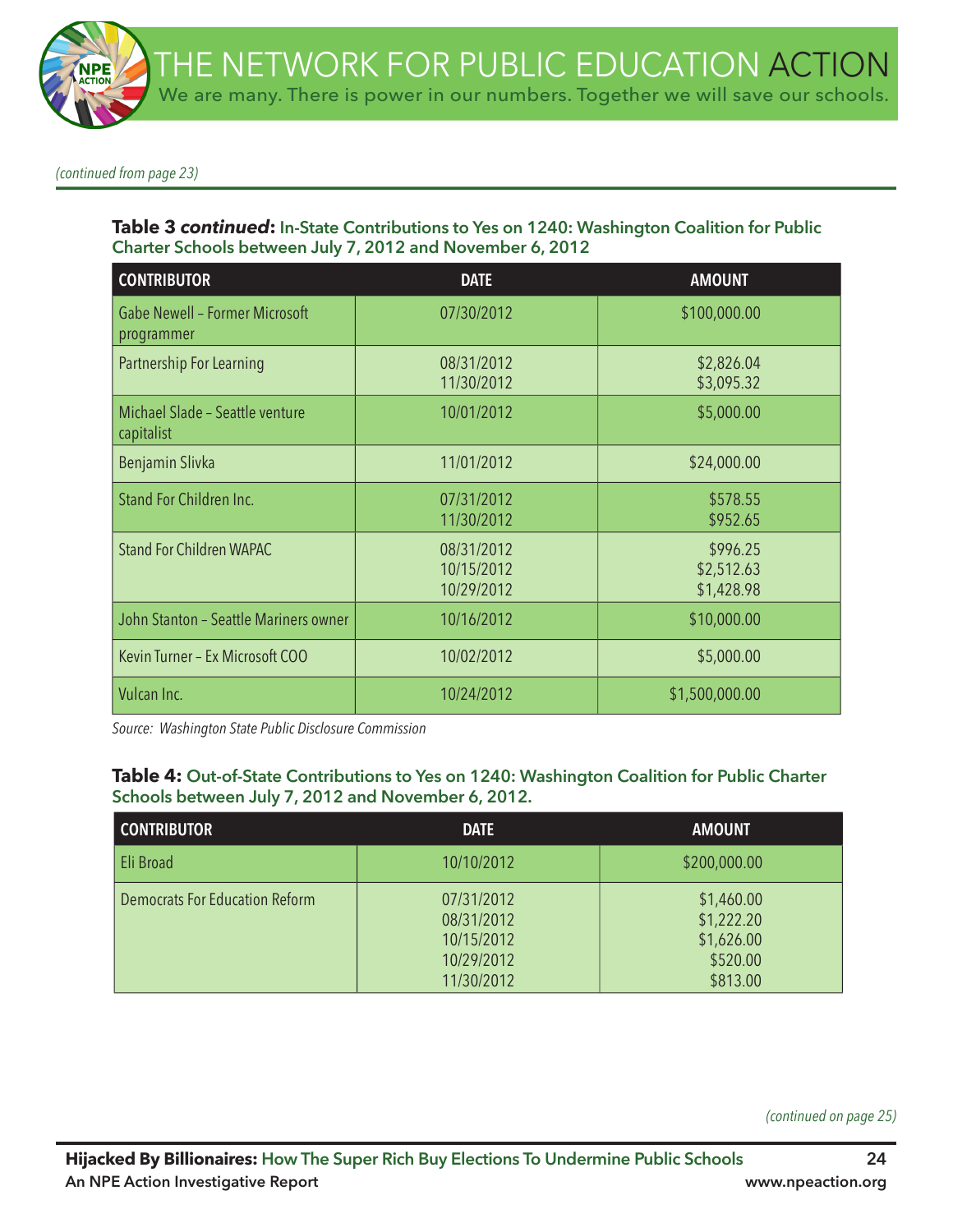*(continued from page 23)*

**Table 3 *continued*: In-State Contributions to Yes on 1240: Washington Coalition for Public Charter Schools between July 7, 2012 and November 6, 2012**

| CONTRIBUTOR | DATE | AMOUNT |
|---|---|---|
| Gabe Newell – Former Microsoft programmer | 07/30/2012 | $100,000.00 |
| Partnership For Learning | 08/31/2012<br>11/30/2012 | $2,826.04<br>$3,095.32 |
| Michael Slade – Seattle venture capitalist | 10/01/2012 | $5,000.00 |
| Benjamin Slivka | 11/01/2012 | $24,000.00 |
| Stand For Children Inc. | 07/31/2012<br>11/30/2012 | $578.55<br>$952.65 |
| Stand For Children WAPAC | 08/31/2012<br>10/15/2012<br>10/29/2012 | $996.25<br>$2,512.63<br>$1,428.98 |
| John Stanton – Seattle Mariners owner | 10/16/2012 | $10,000.00 |
| Kevin Turner – Ex Microsoft COO | 10/02/2012 | $5,000.00 |
| Vulcan Inc. | 10/24/2012 | $1,500,000.00 |

*Source: Washington State Public Disclosure Commission*

**Table 4: Out-of-State Contributions to Yes on 1240: Washington Coalition for Public Charter Schools between July 7, 2012 and November 6, 2012.**

| CONTRIBUTOR | DATE | AMOUNT |
|---|---|---|
| Eli Broad | 10/10/2012 | $200,000.00 |
| Democrats For Education Reform | 07/31/2012<br>08/31/2012<br>10/15/2012<br>10/29/2012<br>11/30/2012 | $1,460.00<br>$1,222.20<br>$1,626.00<br>$520.00<br>$813.00 |

*(continued on page 25)*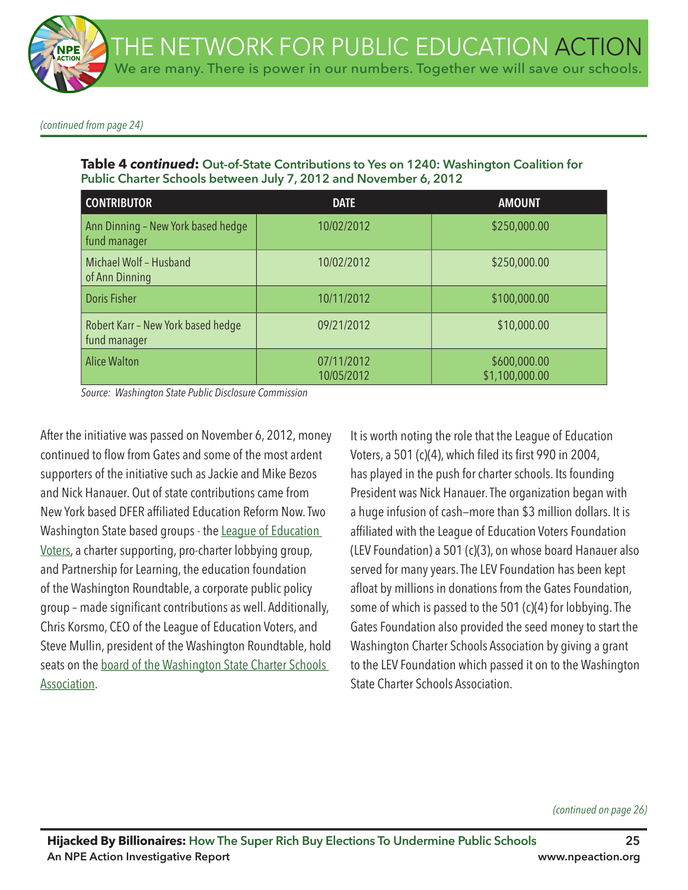*(continued from page 24)*

**Table 4 *continued*: Out-of-State Contributions to Yes on 1240: Washington Coalition for Public Charter Schools between July 7, 2012 and November 6, 2012**

| CONTRIBUTOR | DATE | AMOUNT |
|---|---|---|
| Ann Dinning – New York based hedge fund manager | 10/02/2012 | $250,000.00 |
| Michael Wolf – Husband of Ann Dinning | 10/02/2012 | $250,000.00 |
| Doris Fisher | 10/11/2012 | $100,000.00 |
| Robert Karr – New York based hedge fund manager | 09/21/2012 | $10,000.00 |
| Alice Walton | 07/11/2012<br>10/05/2012 | $600,000.00<br>$1,100,000.00 |

*Source: Washington State Public Disclosure Commission*

After the initiative was passed on November 6, 2012, money continued to flow from Gates and some of the most ardent supporters of the initiative such as Jackie and Mike Bezos and Nick Hanauer. Out of state contributions came from New York based DFER affiliated Education Reform Now. Two Washington State based groups - the League of Education Voters, a charter supporting, pro-charter lobbying group, and Partnership for Learning, the education foundation of the Washington Roundtable, a corporate public policy group – made significant contributions as well. Additionally, Chris Korsmo, CEO of the League of Education Voters, and Steve Mullin, president of the Washington Roundtable, hold seats on the board of the Washington State Charter Schools Association.

It is worth noting the role that the League of Education Voters, a 501 (c)(4), which filed its first 990 in 2004, has played in the push for charter schools. Its founding President was Nick Hanauer. The organization began with a huge infusion of cash—more than $3 million dollars. It is affiliated with the League of Education Voters Foundation (LEV Foundation) a 501 (c)(3), on whose board Hanauer also served for many years. The LEV Foundation has been kept afloat by millions in donations from the Gates Foundation, some of which is passed to the 501 (c)(4) for lobbying. The Gates Foundation also provided the seed money to start the Washington Charter Schools Association by giving a grant to the LEV Foundation which passed it on to the Washington State Charter Schools Association.

*(continued on page 26)*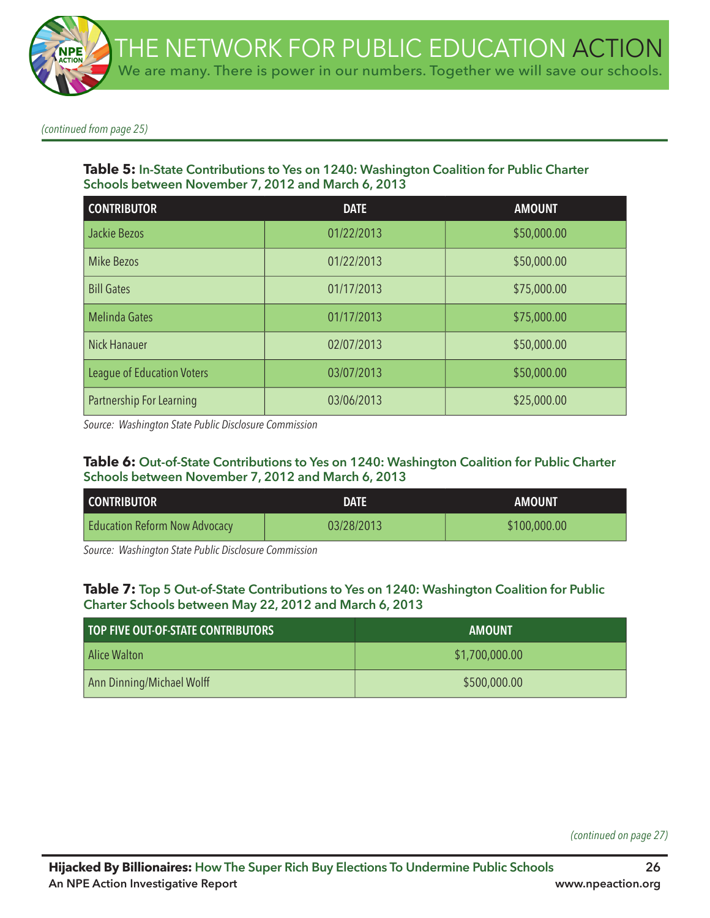*(continued from page 25)*

**Table 5:** **In-State Contributions to Yes on 1240: Washington Coalition for Public Charter Schools between November 7, 2012 and March 6, 2013**

| CONTRIBUTOR | DATE | AMOUNT |
| --- | --- | --- |
| Jackie Bezos | 01/22/2013 | $50,000.00 |
| Mike Bezos | 01/22/2013 | $50,000.00 |
| Bill Gates | 01/17/2013 | $75,000.00 |
| Melinda Gates | 01/17/2013 | $75,000.00 |
| Nick Hanauer | 02/07/2013 | $50,000.00 |
| League of Education Voters | 03/07/2013 | $50,000.00 |
| Partnership For Learning | 03/06/2013 | $25,000.00 |

*Source: Washington State Public Disclosure Commission*

**Table 6:** **Out-of-State Contributions to Yes on 1240: Washington Coalition for Public Charter Schools between November 7, 2012 and March 6, 2013**

| CONTRIBUTOR | DATE | AMOUNT |
| --- | --- | --- |
| Education Reform Now Advocacy | 03/28/2013 | $100,000.00 |

*Source: Washington State Public Disclosure Commission*

**Table 7:** **Top 5 Out-of-State Contributions to Yes on 1240: Washington Coalition for Public Charter Schools between May 22, 2012 and March 6, 2013**

| TOP FIVE OUT-OF-STATE CONTRIBUTORS | AMOUNT |
| --- | --- |
| Alice Walton | $1,700,000.00 |
| Ann Dinning/Michael Wolff | $500,000.00 |

*(continued on page 27)*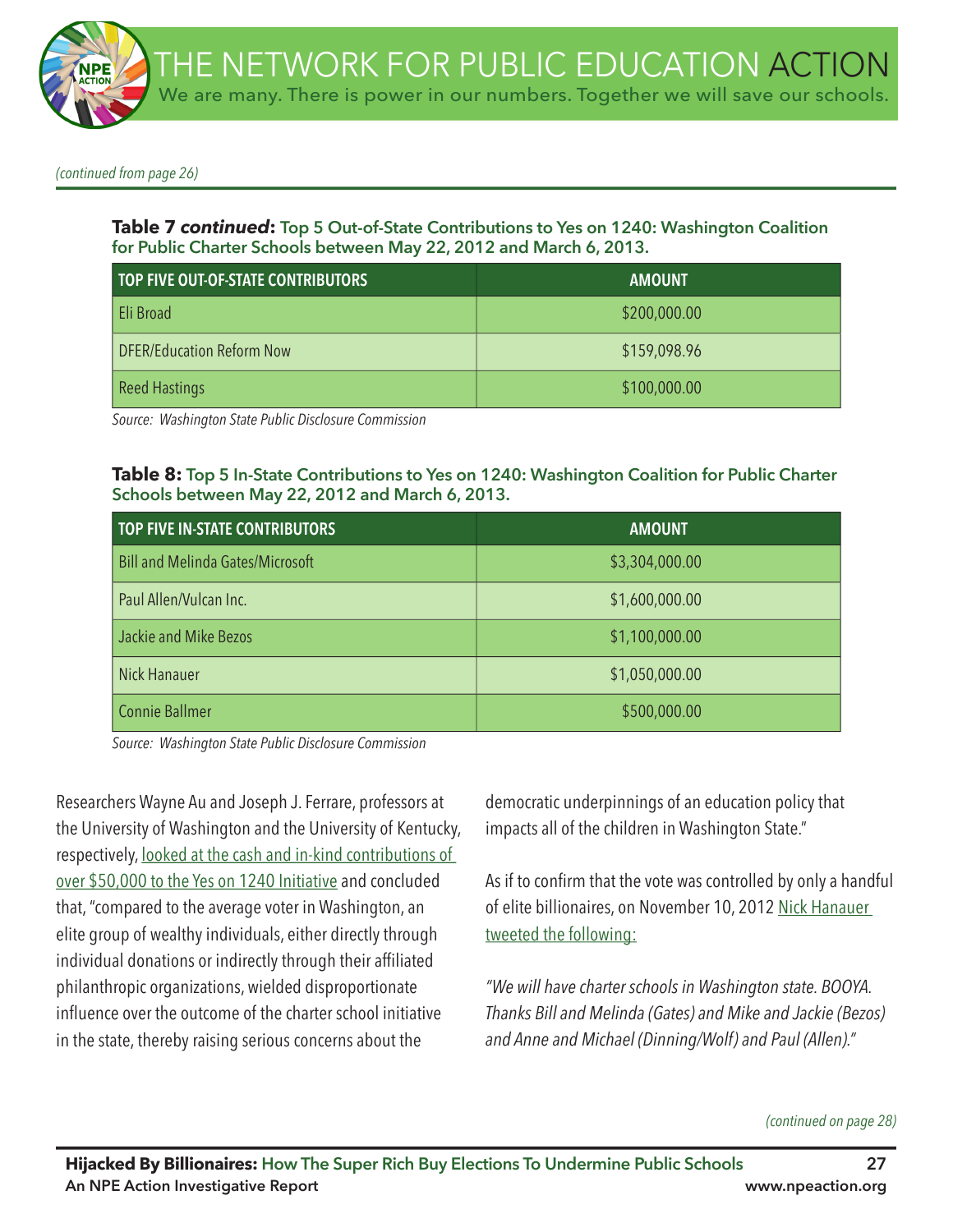*(continued from page 26)*

**Table 7 *continued*: Top 5 Out-of-State Contributions to Yes on 1240: Washington Coalition for Public Charter Schools between May 22, 2012 and March 6, 2013.**

| TOP FIVE OUT-OF-STATE CONTRIBUTORS | AMOUNT |
|---|---|
| Eli Broad | $200,000.00 |
| DFER/Education Reform Now | $159,098.96 |
| Reed Hastings | $100,000.00 |

*Source: Washington State Public Disclosure Commission*

**Table 8: Top 5 In-State Contributions to Yes on 1240: Washington Coalition for Public Charter Schools between May 22, 2012 and March 6, 2013.**

| TOP FIVE IN-STATE CONTRIBUTORS | AMOUNT |
|---|---|
| Bill and Melinda Gates/Microsoft | $3,304,000.00 |
| Paul Allen/Vulcan Inc. | $1,600,000.00 |
| Jackie and Mike Bezos | $1,100,000.00 |
| Nick Hanauer | $1,050,000.00 |
| Connie Ballmer | $500,000.00 |

*Source: Washington State Public Disclosure Commission*

Researchers Wayne Au and Joseph J. Ferrare, professors at the University of Washington and the University of Kentucky, respectively, looked at the cash and in-kind contributions of over $50,000 to the Yes on 1240 Initiative and concluded that, "compared to the average voter in Washington, an elite group of wealthy individuals, either directly through individual donations or indirectly through their affiliated philanthropic organizations, wielded disproportionate influence over the outcome of the charter school initiative in the state, thereby raising serious concerns about the democratic underpinnings of an education policy that impacts all of the children in Washington State."

As if to confirm that the vote was controlled by only a handful of elite billionaires, on November 10, 2012 Nick Hanauer tweeted the following:

*"We will have charter schools in Washington state. BOOYA. Thanks Bill and Melinda (Gates) and Mike and Jackie (Bezos) and Anne and Michael (Dinning/Wolf) and Paul (Allen)."*

*(continued on page 28)*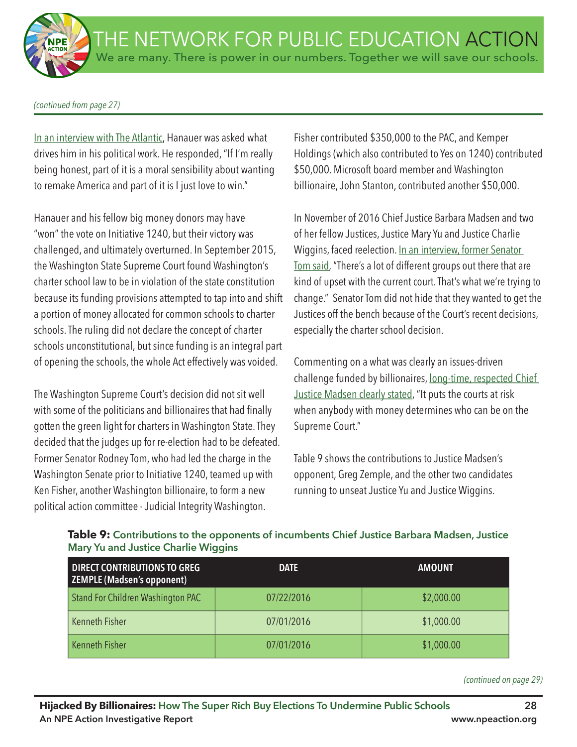*(continued from page 27)*

In an interview with The Atlantic, Hanauer was asked what drives him in his political work. He responded, "If I'm really being honest, part of it is a moral sensibility about wanting to remake America and part of it is I just love to win."

Hanauer and his fellow big money donors may have "won" the vote on Initiative 1240, but their victory was challenged, and ultimately overturned. In September 2015, the Washington State Supreme Court found Washington's charter school law to be in violation of the state constitution because its funding provisions attempted to tap into and shift a portion of money allocated for common schools to charter schools. The ruling did not declare the concept of charter schools unconstitutional, but since funding is an integral part of opening the schools, the whole Act effectively was voided.

The Washington Supreme Court's decision did not sit well with some of the politicians and billionaires that had finally gotten the green light for charters in Washington State. They decided that the judges up for re-election had to be defeated. Former Senator Rodney Tom, who had led the charge in the Washington Senate prior to Initiative 1240, teamed up with Ken Fisher, another Washington billionaire, to form a new political action committee - Judicial Integrity Washington.

Fisher contributed $350,000 to the PAC, and Kemper Holdings (which also contributed to Yes on 1240) contributed $50,000. Microsoft board member and Washington billionaire, John Stanton, contributed another $50,000.

In November of 2016 Chief Justice Barbara Madsen and two of her fellow Justices, Justice Mary Yu and Justice Charlie Wiggins, faced reelection. In an interview, former Senator Tom said, "There's a lot of different groups out there that are kind of upset with the current court. That's what we're trying to change." Senator Tom did not hide that they wanted to get the Justices off the bench because of the Court's recent decisions, especially the charter school decision.

Commenting on a what was clearly an issues-driven challenge funded by billionaires, long-time, respected Chief Justice Madsen clearly stated, "It puts the courts at risk when anybody with money determines who can be on the Supreme Court."

Table 9 shows the contributions to Justice Madsen's opponent, Greg Zemple, and the other two candidates running to unseat Justice Yu and Justice Wiggins.

**Table 9:** Contributions to the opponents of incumbents Chief Justice Barbara Madsen, Justice Mary Yu and Justice Charlie Wiggins

| DIRECT CONTRIBUTIONS TO GREG ZEMPLE (Madsen's opponent) | DATE | AMOUNT |
|---|---|---|
| Stand For Children Washington PAC | 07/22/2016 | $2,000.00 |
| Kenneth Fisher | 07/01/2016 | $1,000.00 |
| Kenneth Fisher | 07/01/2016 | $1,000.00 |

*(continued on page 29)*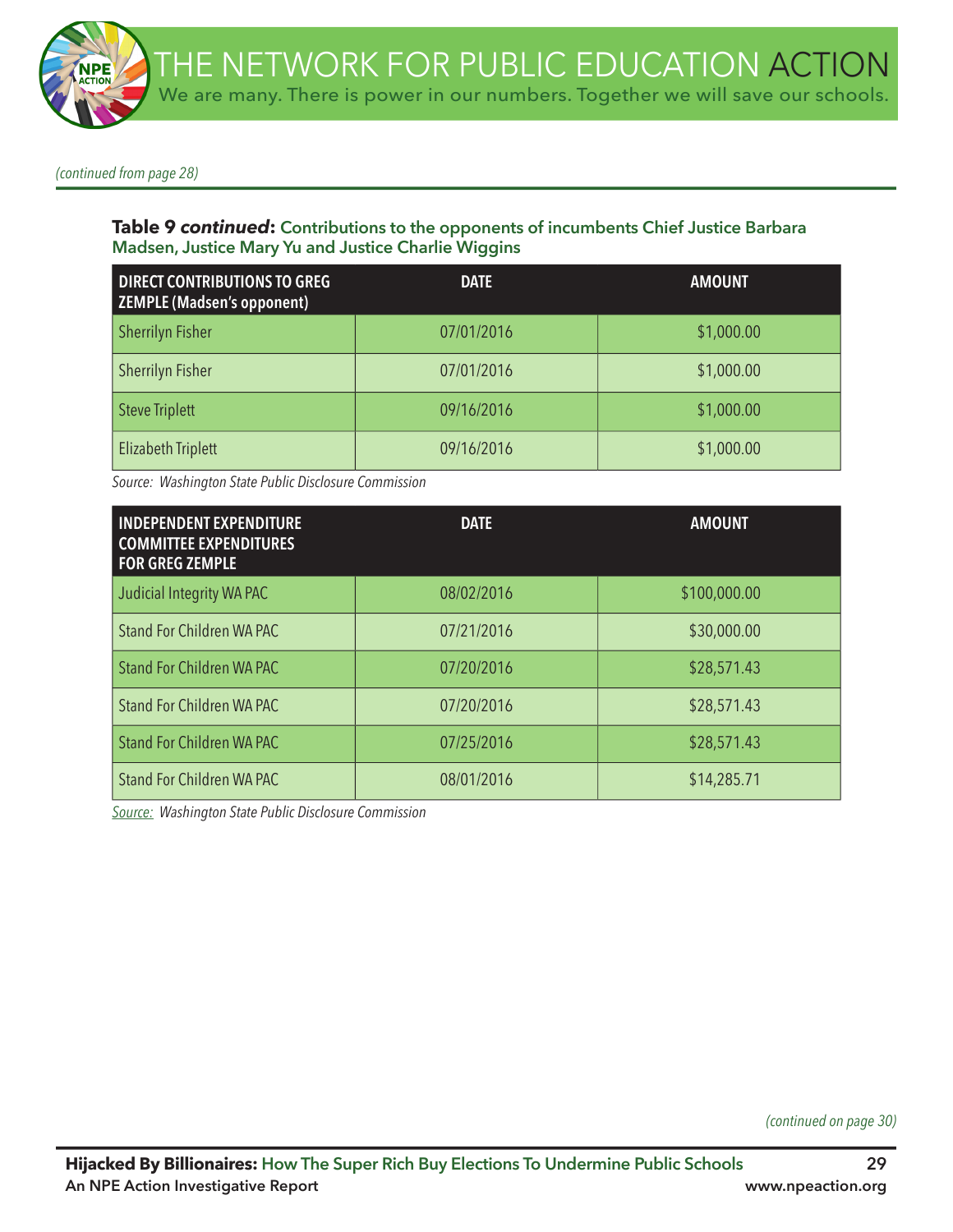*(continued from page 28)*

**Table 9 *continued*: Contributions to the opponents of incumbents Chief Justice Barbara Madsen, Justice Mary Yu and Justice Charlie Wiggins**

| DIRECT CONTRIBUTIONS TO GREG ZEMPLE (Madsen's opponent) | DATE | AMOUNT |
|---|---|---|
| Sherrilyn Fisher | 07/01/2016 | $1,000.00 |
| Sherrilyn Fisher | 07/01/2016 | $1,000.00 |
| Steve Triplett | 09/16/2016 | $1,000.00 |
| Elizabeth Triplett | 09/16/2016 | $1,000.00 |

*Source: Washington State Public Disclosure Commission*

| INDEPENDENT EXPENDITURE COMMITTEE EXPENDITURES FOR GREG ZEMPLE | DATE | AMOUNT |
|---|---|---|
| Judicial Integrity WA PAC | 08/02/2016 | $100,000.00 |
| Stand For Children WA PAC | 07/21/2016 | $30,000.00 |
| Stand For Children WA PAC | 07/20/2016 | $28,571.43 |
| Stand For Children WA PAC | 07/20/2016 | $28,571.43 |
| Stand For Children WA PAC | 07/25/2016 | $28,571.43 |
| Stand For Children WA PAC | 08/01/2016 | $14,285.71 |

*Source: Washington State Public Disclosure Commission*

*(continued on page 30)*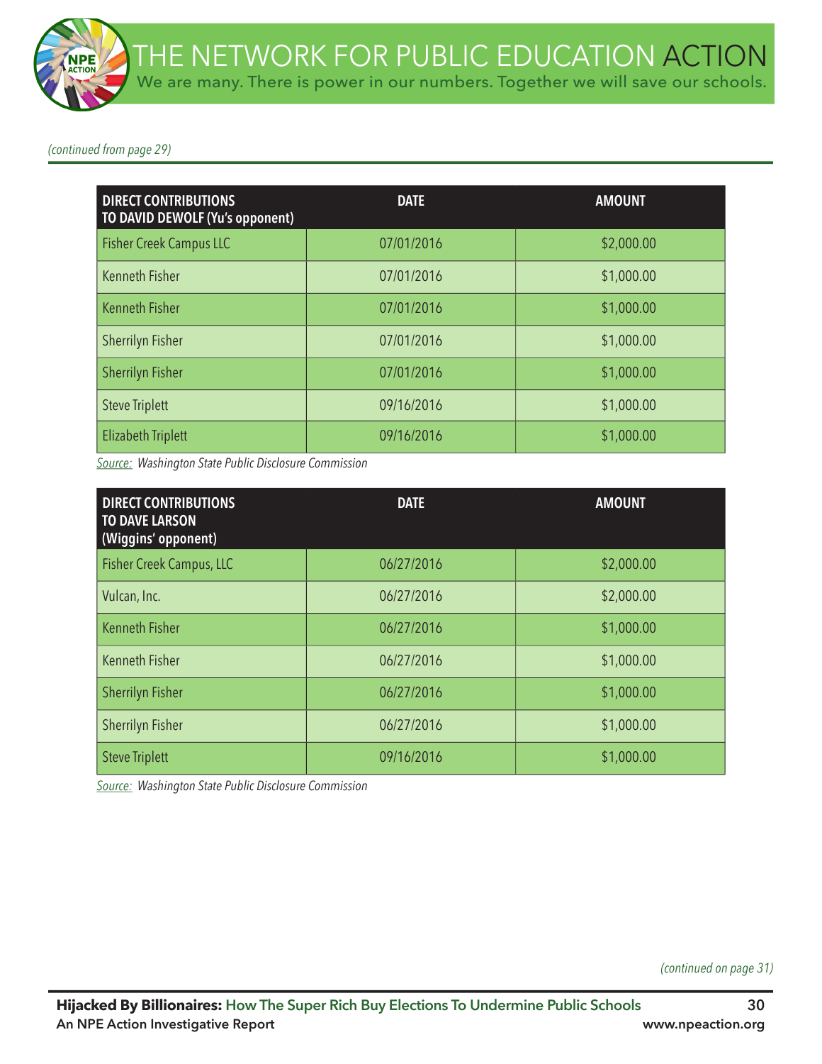*(continued from page 29)*

| DIRECT CONTRIBUTIONS TO DAVID DEWOLF (Yu's opponent) | DATE | AMOUNT |
|---|---|---|
| Fisher Creek Campus LLC | 07/01/2016 | $2,000.00 |
| Kenneth Fisher | 07/01/2016 | $1,000.00 |
| Kenneth Fisher | 07/01/2016 | $1,000.00 |
| Sherrilyn Fisher | 07/01/2016 | $1,000.00 |
| Sherrilyn Fisher | 07/01/2016 | $1,000.00 |
| Steve Triplett | 09/16/2016 | $1,000.00 |
| Elizabeth Triplett | 09/16/2016 | $1,000.00 |

*Source: Washington State Public Disclosure Commission*

| DIRECT CONTRIBUTIONS TO DAVE LARSON (Wiggins' opponent) | DATE | AMOUNT |
|---|---|---|
| Fisher Creek Campus, LLC | 06/27/2016 | $2,000.00 |
| Vulcan, Inc. | 06/27/2016 | $2,000.00 |
| Kenneth Fisher | 06/27/2016 | $1,000.00 |
| Kenneth Fisher | 06/27/2016 | $1,000.00 |
| Sherrilyn Fisher | 06/27/2016 | $1,000.00 |
| Sherrilyn Fisher | 06/27/2016 | $1,000.00 |
| Steve Triplett | 09/16/2016 | $1,000.00 |

*Source: Washington State Public Disclosure Commission*

*(continued on page 31)*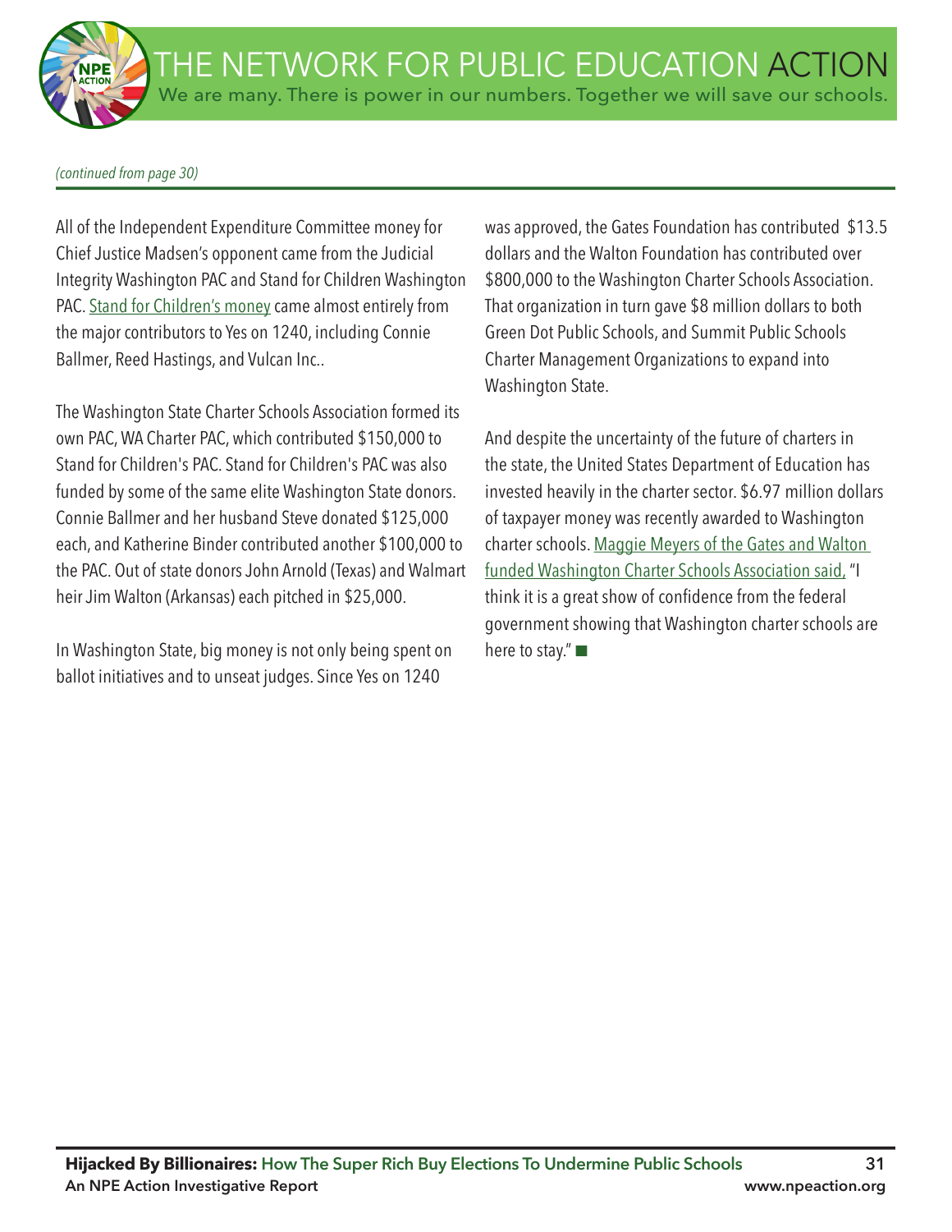*(continued from page 30)*

All of the Independent Expenditure Committee money for Chief Justice Madsen's opponent came from the Judicial Integrity Washington PAC and Stand for Children Washington PAC. Stand for Children's money came almost entirely from the major contributors to Yes on 1240, including Connie Ballmer, Reed Hastings, and Vulcan Inc..

The Washington State Charter Schools Association formed its own PAC, WA Charter PAC, which contributed $150,000 to Stand for Children's PAC. Stand for Children's PAC was also funded by some of the same elite Washington State donors. Connie Ballmer and her husband Steve donated $125,000 each, and Katherine Binder contributed another $100,000 to the PAC. Out of state donors John Arnold (Texas) and Walmart heir Jim Walton (Arkansas) each pitched in $25,000.

In Washington State, big money is not only being spent on ballot initiatives and to unseat judges. Since Yes on 1240 was approved, the Gates Foundation has contributed $13.5 dollars and the Walton Foundation has contributed over $800,000 to the Washington Charter Schools Association. That organization in turn gave $8 million dollars to both Green Dot Public Schools, and Summit Public Schools Charter Management Organizations to expand into Washington State.

And despite the uncertainty of the future of charters in the state, the United States Department of Education has invested heavily in the charter sector. $6.97 million dollars of taxpayer money was recently awarded to Washington charter schools. Maggie Meyers of the Gates and Walton funded Washington Charter Schools Association said, "I think it is a great show of confidence from the federal government showing that Washington charter schools are here to stay." ■